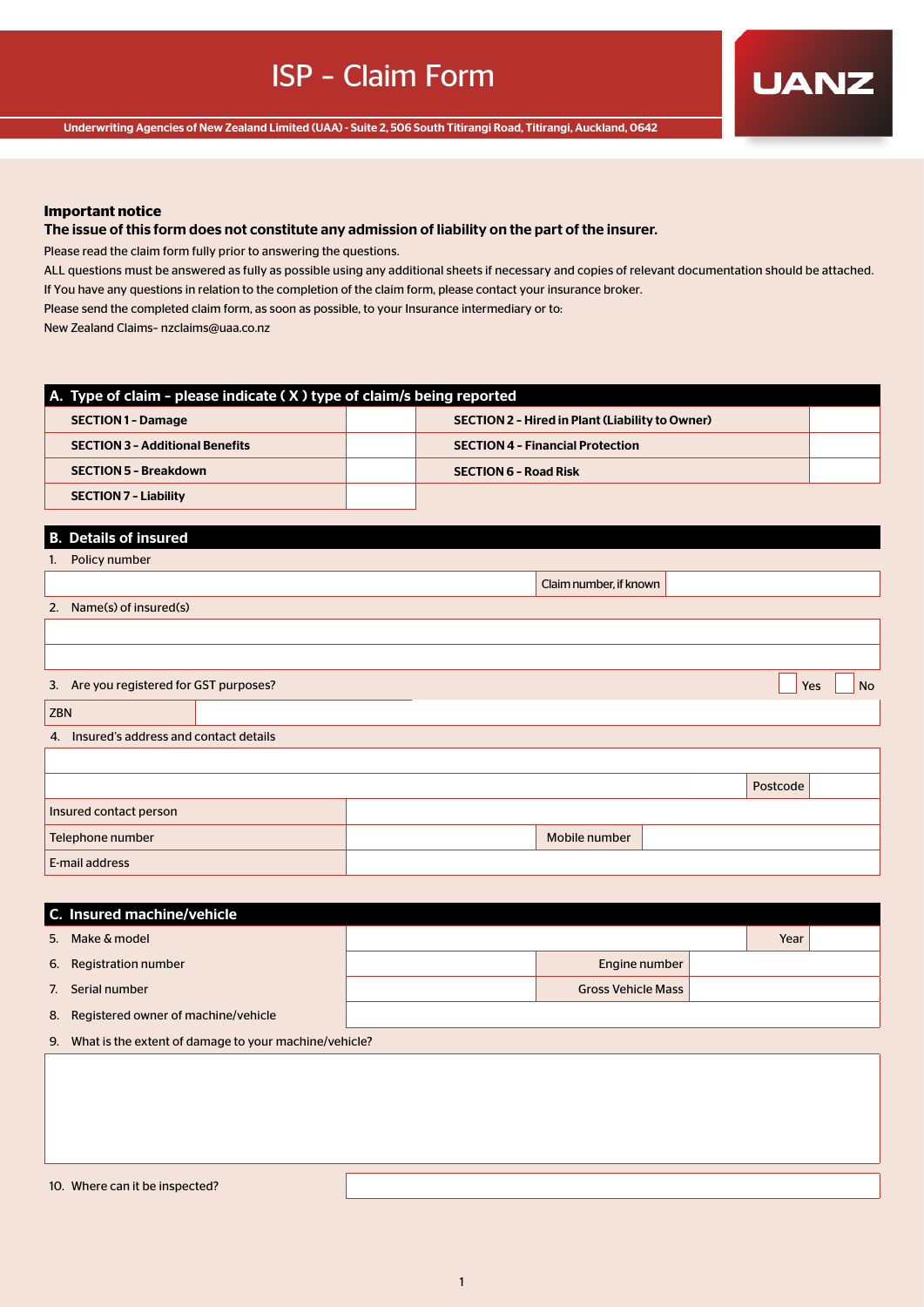# ISP – Claim Form

**UANZ**

Underwriting Agencies of New Zealand Limited (UAA) - Suite 2, 506 South Titirangi Road, Titirangi, Auckland, 0642

**Important notice**

**The issue of this form does not constitute any admission of liability on the part of the insurer.**

Please read the claim form fully prior to answering the questions.

ALL questions must be answered as fully as possible using any additional sheets if necessary and copies of relevant documentation should be attached.

If You have any questions in relation to the completion of the claim form, please contact your insurance broker.

Please send the completed claim form, as soon as possible, to your Insurance intermediary or to:

New Zealand Claims- nzclaims@uaa.co.nz

## A. Type of claim – please indicate ( X ) type of claim/s being reported

| | | | |
|---|---|---|---|
| **SECTION 1 – Damage** | | **SECTION 2 – Hired in Plant (Liability to Owner)** | |
| **SECTION 3 – Additional Benefits** | | **SECTION 4 – Financial Protection** | |
| **SECTION 5 – Breakdown** | | **SECTION 6 – Road Risk** | |
| **SECTION 7 – Liability** | | | |

## B. Details of insured

1. Policy number

| | | |
|---|---|---|
| | Claim number, if known | |

2. Name(s) of insured(s)

| |
|---|
| |
| |

3. Are you registered for GST purposes? ☐ Yes ☐ No

| | |
|---|---|
| ZBN | |

4. Insured's address and contact details

| | | | |
|---|---|---|---|
| | | | |
| | | Postcode | |
| Insured contact person | | | |
| Telephone number | | Mobile number | |
| E-mail address | | | |

## C. Insured machine/vehicle

| | | | |
|---|---|---|---|
| 5. Make & model | | Year | |
| 6. Registration number | | Engine number | |
| 7. Serial number | | Gross Vehicle Mass | |
| 8. Registered owner of machine/vehicle | | | |

9. What is the extent of damage to your machine/vehicle?

| |
|---|
| |

| | |
|---|---|
| 10. Where can it be inspected? | |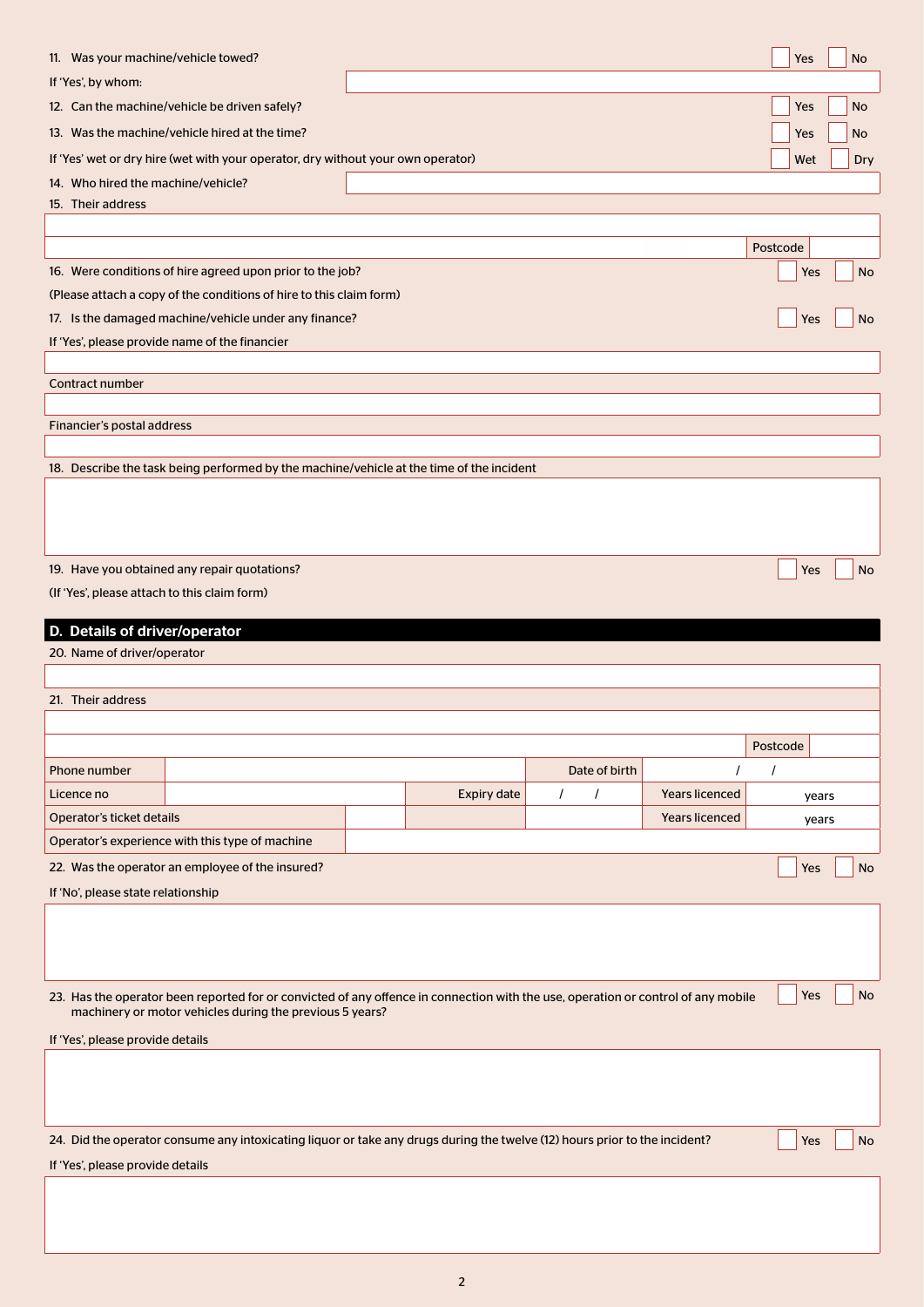11. Was your machine/vehicle towed? ☐ Yes ☐ No

If 'Yes', by whom: ____________________

12. Can the machine/vehicle be driven safely? ☐ Yes ☐ No

13. Was the machine/vehicle hired at the time? ☐ Yes ☐ No

If 'Yes' wet or dry hire (wet with your operator, dry without your own operator) ☐ Wet ☐ Dry

14. Who hired the machine/vehicle? ____________________

15. Their address

____________________

____________________ Postcode ______

16. Were conditions of hire agreed upon prior to the job? ☐ Yes ☐ No

(Please attach a copy of the conditions of hire to this claim form)

17. Is the damaged machine/vehicle under any finance? ☐ Yes ☐ No

If 'Yes', please provide name of the financier

____________________

Contract number

____________________

Financier's postal address

____________________

18. Describe the task being performed by the machine/vehicle at the time of the incident

____________________

19. Have you obtained any repair quotations? ☐ Yes ☐ No

(If 'Yes', please attach to this claim form)

## D. Details of driver/operator

20. Name of driver/operator

____________________

21. Their address

____________________

____________________ Postcode ______

| Phone number | | | Date of birth | / / | | |
|---|---|---|---|---|---|---|
| Licence no | | Expiry date | / / | | Years licenced | years |
| Operator's ticket details | | | | | Years licenced | years |
| Operator's experience with this type of machine | | | | | | |

22. Was the operator an employee of the insured? ☐ Yes ☐ No

If 'No', please state relationship

____________________

23. Has the operator been reported for or convicted of any offence in connection with the use, operation or control of any mobile machinery or motor vehicles during the previous 5 years? ☐ Yes ☐ No

If 'Yes', please provide details

____________________

24. Did the operator consume any intoxicating liquor or take any drugs during the twelve (12) hours prior to the incident? ☐ Yes ☐ No

If 'Yes', please provide details

____________________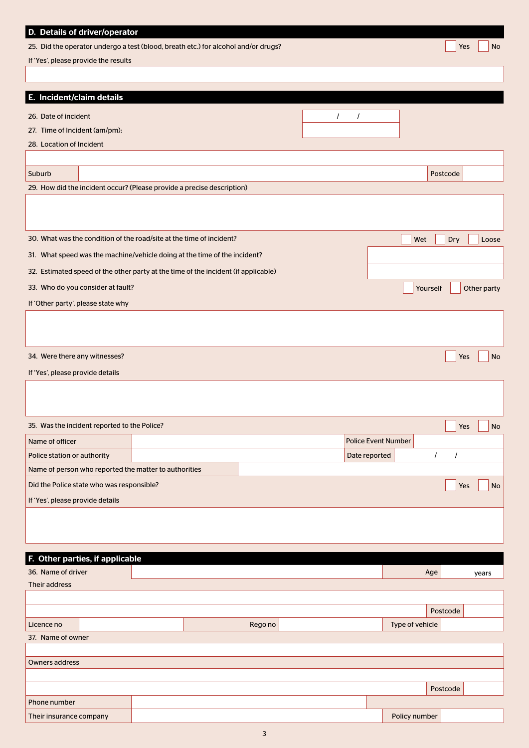## D. Details of driver/operator

25. Did the operator undergo a test (blood, breath etc.) for alcohol and/or drugs? ☐ Yes ☐ No

If 'Yes', please provide the results

| |
|---|
| |

## E. Incident/claim details

26. Date of incident &nbsp;&nbsp; / &nbsp;&nbsp; /

27. Time of Incident (am/pm):

28. Location of Incident

| | | | |
|---|---|---|---|
| | | | |
| Suburb | | Postcode | |

29. How did the incident occur? (Please provide a precise description)

| |
|---|
| |

30. What was the condition of the road/site at the time of incident? ☐ Wet ☐ Dry ☐ Loose

31. What speed was the machine/vehicle doing at the time of the incident?

32. Estimated speed of the other party at the time of the incident (if applicable)

33. Who do you consider at fault? ☐ Yourself ☐ Other party

If 'Other party', please state why

| |
|---|
| |

34. Were there any witnesses? ☐ Yes ☐ No

If 'Yes', please provide details

| |
|---|
| |

35. Was the incident reported to the Police? ☐ Yes ☐ No

| | | | |
|---|---|---|---|
| Name of officer | | Police Event Number | |
| Police station or authority | | Date reported | / / |
| Name of person who reported the matter to authorities | | | |

Did the Police state who was responsible? ☐ Yes ☐ No

If 'Yes', please provide details

| |
|---|
| |

## F. Other parties, if applicable

| | | | | | |
|---|---|---|---|---|---|
| 36. Name of driver | | | | Age | years |
| Their address | | | | | |
| | | | | | |
| | | | | Postcode | |
| Licence no | | Rego no | | Type of vehicle | |

37. Name of owner

| | | | |
|---|---|---|---|
| | | | |
| Owners address | | | |
| | | | |
| | | Postcode | |
| Phone number | | | |
| Their insurance company | | Policy number | |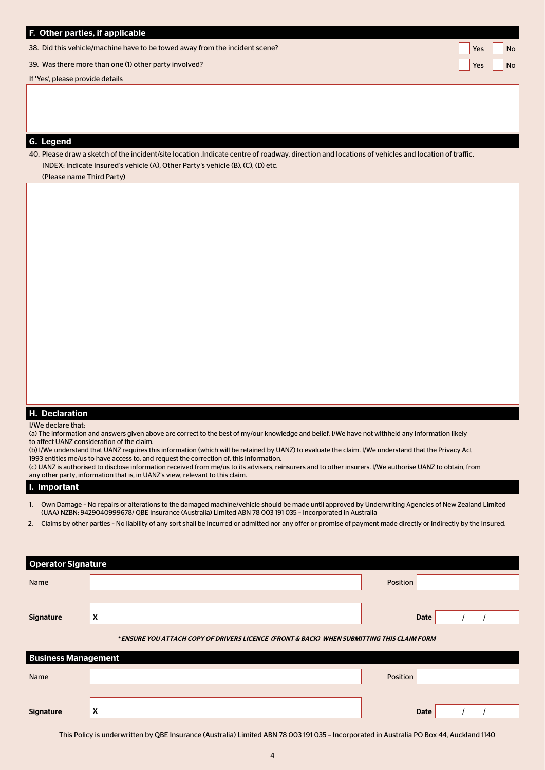## F. Other parties, if applicable

38. Did this vehicle/machine have to be towed away from the incident scene? ☐ Yes ☐ No

39. Was there more than one (1) other party involved? ☐ Yes ☐ No

If 'Yes', please provide details

## G. Legend

40. Please draw a sketch of the incident/site location .Indicate centre of roadway, direction and locations of vehicles and location of traffic.
INDEX: Indicate Insured's vehicle (A), Other Party's vehicle (B), (C), (D) etc.
(Please name Third Party)

## H. Declaration

I/We declare that:

(a) The information and answers given above are correct to the best of my/our knowledge and belief. I/We have not withheld any information likely to affect UANZ consideration of the claim.

(b) I/We understand that UANZ requires this information (which will be retained by UANZ) to evaluate the claim. I/We understand that the Privacy Act 1993 entitles me/us to have access to, and request the correction of, this information.

(c) UANZ is authorised to disclose information received from me/us to its advisers, reinsurers and to other insurers. I/We authorise UANZ to obtain, from any other party, information that is, in UANZ's view, relevant to this claim.

## I. Important

1. Own Damage – No repairs or alterations to the damaged machine/vehicle should be made until approved by Underwriting Agencies of New Zealand Limited (UAA) NZBN: 9429040999678/ QBE Insurance (Australia) Limited ABN 78 003 191 035 – Incorporated in Australia
2. Claims by other parties – No liability of any sort shall be incurred or admitted nor any offer or promise of payment made directly or indirectly by the Insured.

## Operator Signature

Name | Position

**Signature** X | **Date** / /

***ENSURE YOU ATTACH COPY OF DRIVERS LICENCE (FRONT & BACK) WHEN SUBMITTING THIS CLAIM FORM**

## Business Management

Name | Position

**Signature** X | **Date** / /

This Policy is underwritten by QBE Insurance (Australia) Limited ABN 78 003 191 035 – Incorporated in Australia PO Box 44, Auckland 1140